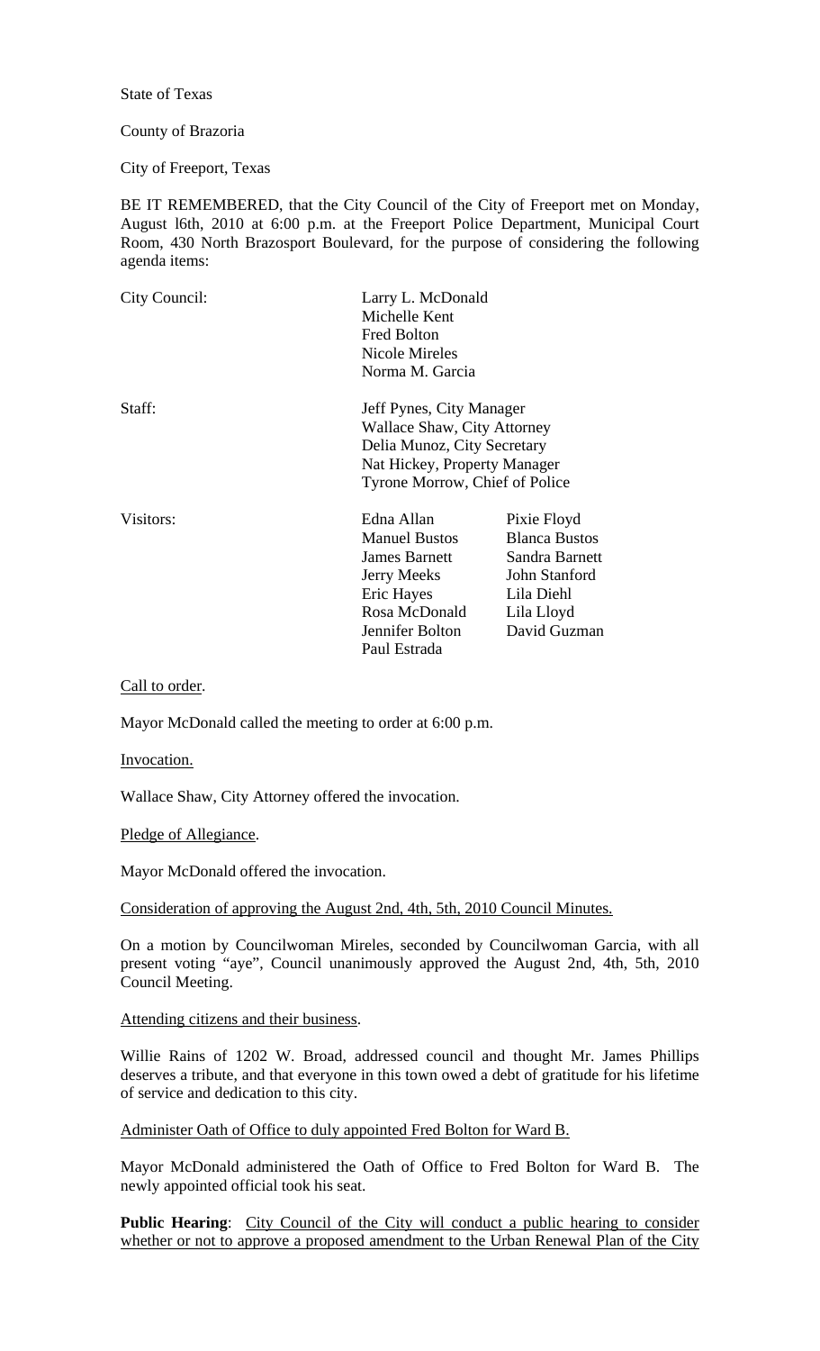State of Texas

County of Brazoria

City of Freeport, Texas

BE IT REMEMBERED, that the City Council of the City of Freeport met on Monday, August l6th, 2010 at 6:00 p.m. at the Freeport Police Department, Municipal Court Room, 430 North Brazosport Boulevard, for the purpose of considering the following agenda items:

| | | |
|---|---|---|
| City Council: | Larry L. McDonald<br>Michelle Kent<br>Fred Bolton<br>Nicole Mireles<br>Norma M. Garcia | |
| Staff: | Jeff Pynes, City Manager<br>Wallace Shaw, City Attorney<br>Delia Munoz, City Secretary<br>Nat Hickey, Property Manager<br>Tyrone Morrow, Chief of Police | |
| Visitors: | Edna Allan<br>Manuel Bustos<br>James Barnett<br>Jerry Meeks<br>Eric Hayes<br>Rosa McDonald<br>Jennifer Bolton<br>Paul Estrada | Pixie Floyd<br>Blanca Bustos<br>Sandra Barnett<br>John Stanford<br>Lila Diehl<br>Lila Lloyd<br>David Guzman |

Call to order.

Mayor McDonald called the meeting to order at 6:00 p.m.

Invocation.

Wallace Shaw, City Attorney offered the invocation.

Pledge of Allegiance.

Mayor McDonald offered the invocation.

Consideration of approving the August 2nd, 4th, 5th, 2010 Council Minutes.

On a motion by Councilwoman Mireles, seconded by Councilwoman Garcia, with all present voting "aye", Council unanimously approved the August 2nd, 4th, 5th, 2010 Council Meeting.

Attending citizens and their business.

Willie Rains of 1202 W. Broad, addressed council and thought Mr. James Phillips deserves a tribute, and that everyone in this town owed a debt of gratitude for his lifetime of service and dedication to this city.

Administer Oath of Office to duly appointed Fred Bolton for Ward B.

Mayor McDonald administered the Oath of Office to Fred Bolton for Ward B. The newly appointed official took his seat.

**Public Hearing**: City Council of the City will conduct a public hearing to consider whether or not to approve a proposed amendment to the Urban Renewal Plan of the City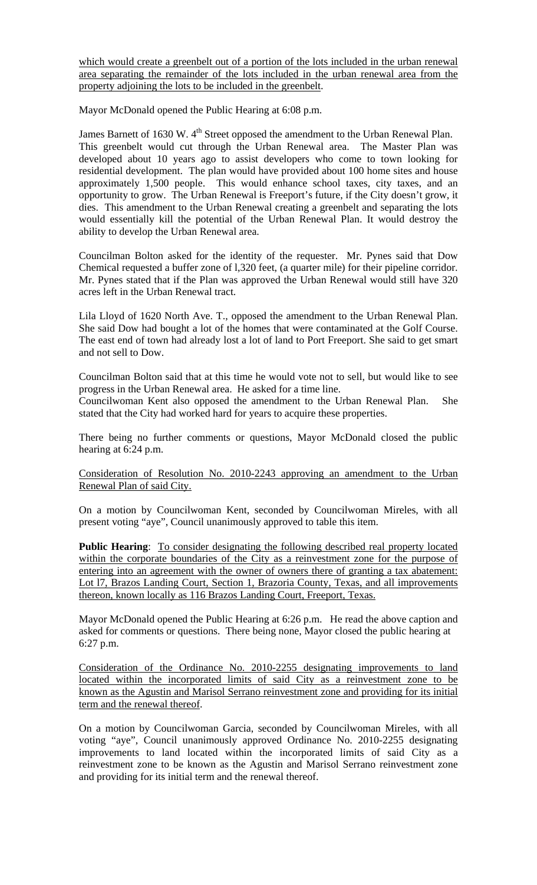which would create a greenbelt out of a portion of the lots included in the urban renewal area separating the remainder of the lots included in the urban renewal area from the property adjoining the lots to be included in the greenbelt.

Mayor McDonald opened the Public Hearing at 6:08 p.m.

James Barnett of 1630 W. 4th Street opposed the amendment to the Urban Renewal Plan. This greenbelt would cut through the Urban Renewal area. The Master Plan was developed about 10 years ago to assist developers who come to town looking for residential development. The plan would have provided about 100 home sites and house approximately 1,500 people. This would enhance school taxes, city taxes, and an opportunity to grow. The Urban Renewal is Freeport's future, if the City doesn't grow, it dies. This amendment to the Urban Renewal creating a greenbelt and separating the lots would essentially kill the potential of the Urban Renewal Plan. It would destroy the ability to develop the Urban Renewal area.

Councilman Bolton asked for the identity of the requester. Mr. Pynes said that Dow Chemical requested a buffer zone of l,320 feet, (a quarter mile) for their pipeline corridor. Mr. Pynes stated that if the Plan was approved the Urban Renewal would still have 320 acres left in the Urban Renewal tract.

Lila Lloyd of 1620 North Ave. T., opposed the amendment to the Urban Renewal Plan. She said Dow had bought a lot of the homes that were contaminated at the Golf Course. The east end of town had already lost a lot of land to Port Freeport. She said to get smart and not sell to Dow.

Councilman Bolton said that at this time he would vote not to sell, but would like to see progress in the Urban Renewal area. He asked for a time line.

Councilwoman Kent also opposed the amendment to the Urban Renewal Plan. She stated that the City had worked hard for years to acquire these properties.

There being no further comments or questions, Mayor McDonald closed the public hearing at 6:24 p.m.

Consideration of Resolution No. 2010-2243 approving an amendment to the Urban Renewal Plan of said City.

On a motion by Councilwoman Kent, seconded by Councilwoman Mireles, with all present voting "aye", Council unanimously approved to table this item.

**Public Hearing**: To consider designating the following described real property located within the corporate boundaries of the City as a reinvestment zone for the purpose of entering into an agreement with the owner of owners there of granting a tax abatement: Lot l7, Brazos Landing Court, Section 1, Brazoria County, Texas, and all improvements thereon, known locally as 116 Brazos Landing Court, Freeport, Texas.

Mayor McDonald opened the Public Hearing at 6:26 p.m. He read the above caption and asked for comments or questions. There being none, Mayor closed the public hearing at 6:27 p.m.

Consideration of the Ordinance No. 2010-2255 designating improvements to land located within the incorporated limits of said City as a reinvestment zone to be known as the Agustin and Marisol Serrano reinvestment zone and providing for its initial term and the renewal thereof.

On a motion by Councilwoman Garcia, seconded by Councilwoman Mireles, with all voting "aye", Council unanimously approved Ordinance No. 2010-2255 designating improvements to land located within the incorporated limits of said City as a reinvestment zone to be known as the Agustin and Marisol Serrano reinvestment zone and providing for its initial term and the renewal thereof.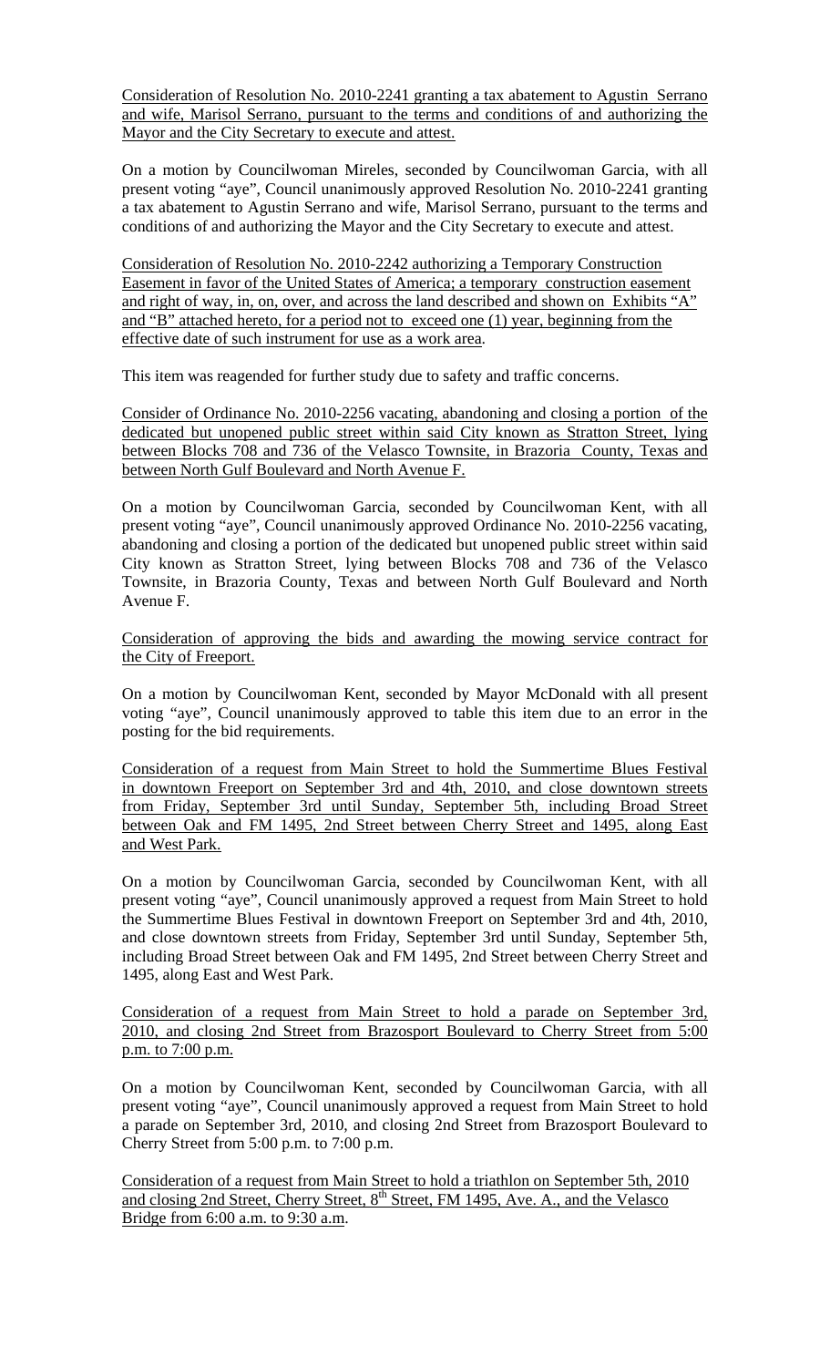Consideration of Resolution No. 2010-2241 granting a tax abatement to Agustin Serrano and wife, Marisol Serrano, pursuant to the terms and conditions of and authorizing the Mayor and the City Secretary to execute and attest.

On a motion by Councilwoman Mireles, seconded by Councilwoman Garcia, with all present voting "aye", Council unanimously approved Resolution No. 2010-2241 granting a tax abatement to Agustin Serrano and wife, Marisol Serrano, pursuant to the terms and conditions of and authorizing the Mayor and the City Secretary to execute and attest.

Consideration of Resolution No. 2010-2242 authorizing a Temporary Construction Easement in favor of the United States of America; a temporary construction easement and right of way, in, on, over, and across the land described and shown on Exhibits "A" and "B" attached hereto, for a period not to exceed one (1) year, beginning from the effective date of such instrument for use as a work area.

This item was reagended for further study due to safety and traffic concerns.

Consider of Ordinance No. 2010-2256 vacating, abandoning and closing a portion of the dedicated but unopened public street within said City known as Stratton Street, lying between Blocks 708 and 736 of the Velasco Townsite, in Brazoria County, Texas and between North Gulf Boulevard and North Avenue F.

On a motion by Councilwoman Garcia, seconded by Councilwoman Kent, with all present voting "aye", Council unanimously approved Ordinance No. 2010-2256 vacating, abandoning and closing a portion of the dedicated but unopened public street within said City known as Stratton Street, lying between Blocks 708 and 736 of the Velasco Townsite, in Brazoria County, Texas and between North Gulf Boulevard and North Avenue F.

Consideration of approving the bids and awarding the mowing service contract for the City of Freeport.

On a motion by Councilwoman Kent, seconded by Mayor McDonald with all present voting "aye", Council unanimously approved to table this item due to an error in the posting for the bid requirements.

Consideration of a request from Main Street to hold the Summertime Blues Festival in downtown Freeport on September 3rd and 4th, 2010, and close downtown streets from Friday, September 3rd until Sunday, September 5th, including Broad Street between Oak and FM 1495, 2nd Street between Cherry Street and 1495, along East and West Park.

On a motion by Councilwoman Garcia, seconded by Councilwoman Kent, with all present voting "aye", Council unanimously approved a request from Main Street to hold the Summertime Blues Festival in downtown Freeport on September 3rd and 4th, 2010, and close downtown streets from Friday, September 3rd until Sunday, September 5th, including Broad Street between Oak and FM 1495, 2nd Street between Cherry Street and 1495, along East and West Park.

Consideration of a request from Main Street to hold a parade on September 3rd, 2010, and closing 2nd Street from Brazosport Boulevard to Cherry Street from 5:00 p.m. to 7:00 p.m.

On a motion by Councilwoman Kent, seconded by Councilwoman Garcia, with all present voting "aye", Council unanimously approved a request from Main Street to hold a parade on September 3rd, 2010, and closing 2nd Street from Brazosport Boulevard to Cherry Street from 5:00 p.m. to 7:00 p.m.

Consideration of a request from Main Street to hold a triathlon on September 5th, 2010 and closing 2nd Street, Cherry Street, 8th Street, FM 1495, Ave. A., and the Velasco Bridge from 6:00 a.m. to 9:30 a.m.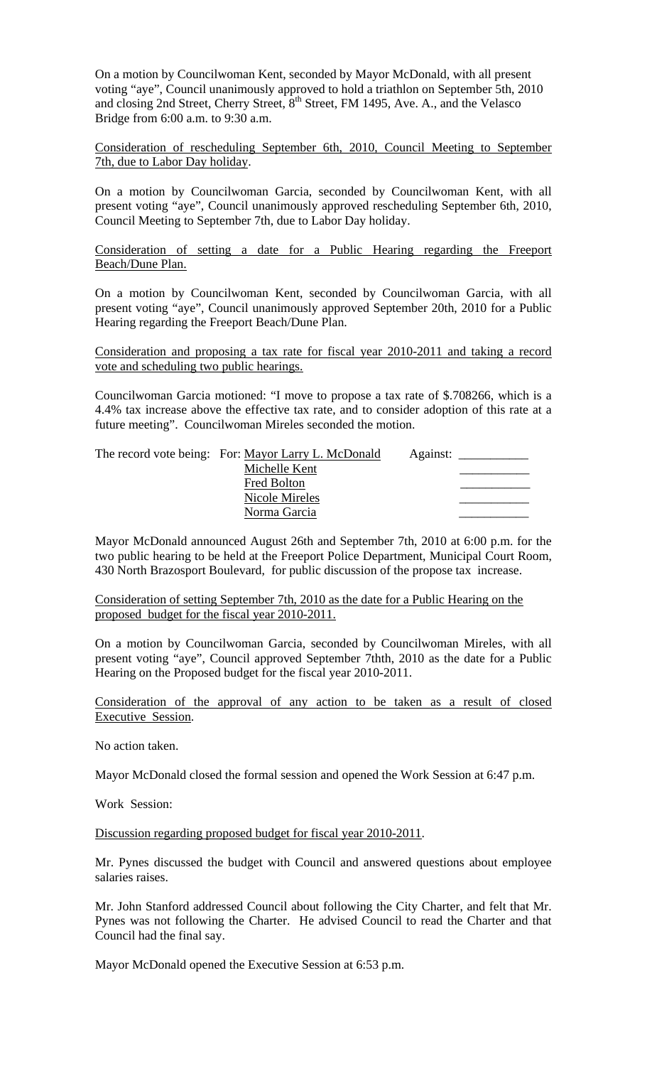On a motion by Councilwoman Kent, seconded by Mayor McDonald, with all present voting "aye", Council unanimously approved to hold a triathlon on September 5th, 2010 and closing 2nd Street, Cherry Street, 8th Street, FM 1495, Ave. A., and the Velasco Bridge from 6:00 a.m. to 9:30 a.m.

Consideration of rescheduling September 6th, 2010, Council Meeting to September 7th, due to Labor Day holiday.

On a motion by Councilwoman Garcia, seconded by Councilwoman Kent, with all present voting "aye", Council unanimously approved rescheduling September 6th, 2010, Council Meeting to September 7th, due to Labor Day holiday.

Consideration of setting a date for a Public Hearing regarding the Freeport Beach/Dune Plan.

On a motion by Councilwoman Kent, seconded by Councilwoman Garcia, with all present voting "aye", Council unanimously approved September 20th, 2010 for a Public Hearing regarding the Freeport Beach/Dune Plan.

Consideration and proposing a tax rate for fiscal year 2010-2011 and taking a record vote and scheduling two public hearings.

Councilwoman Garcia motioned: "I move to propose a tax rate of $.708266, which is a 4.4% tax increase above the effective tax rate, and to consider adoption of this rate at a future meeting". Councilwoman Mireles seconded the motion.

| The record vote being: | For: | Against: |
|---|---|---|
| | Mayor Larry L. McDonald | ___________ |
| | Michelle Kent | ___________ |
| | Fred Bolton | ___________ |
| | Nicole Mireles | ___________ |
| | Norma Garcia | ___________ |

Mayor McDonald announced August 26th and September 7th, 2010 at 6:00 p.m. for the two public hearing to be held at the Freeport Police Department, Municipal Court Room, 430 North Brazosport Boulevard, for public discussion of the propose tax increase.

Consideration of setting September 7th, 2010 as the date for a Public Hearing on the proposed budget for the fiscal year 2010-2011.

On a motion by Councilwoman Garcia, seconded by Councilwoman Mireles, with all present voting "aye", Council approved September 7thth, 2010 as the date for a Public Hearing on the Proposed budget for the fiscal year 2010-2011.

Consideration of the approval of any action to be taken as a result of closed Executive Session.

No action taken.

Mayor McDonald closed the formal session and opened the Work Session at 6:47 p.m.

Work Session:

Discussion regarding proposed budget for fiscal year 2010-2011.

Mr. Pynes discussed the budget with Council and answered questions about employee salaries raises.

Mr. John Stanford addressed Council about following the City Charter, and felt that Mr. Pynes was not following the Charter. He advised Council to read the Charter and that Council had the final say.

Mayor McDonald opened the Executive Session at 6:53 p.m.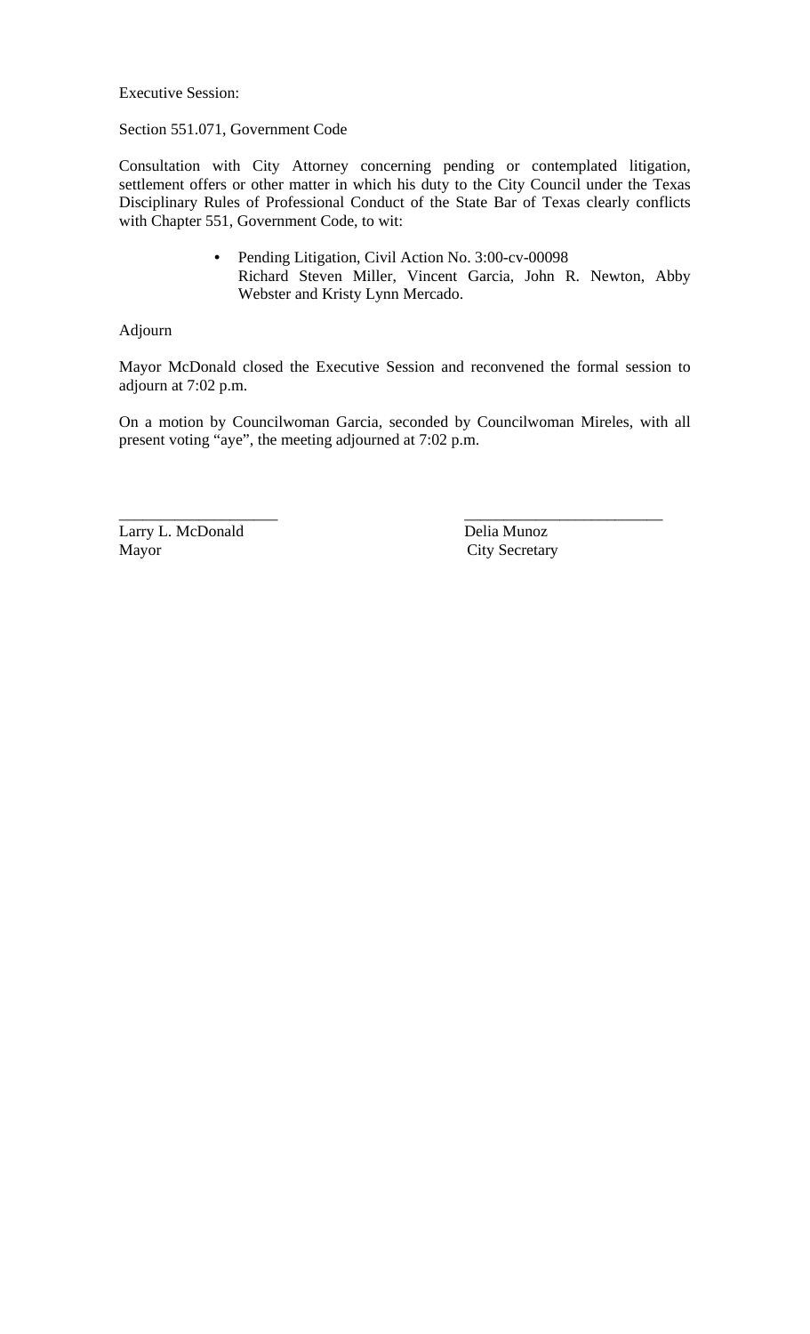Executive Session:

Section 551.071, Government Code

Consultation with City Attorney concerning pending or contemplated litigation, settlement offers or other matter in which his duty to the City Council under the Texas Disciplinary Rules of Professional Conduct of the State Bar of Texas clearly conflicts with Chapter 551, Government Code, to wit:

- Pending Litigation, Civil Action No. 3:00-cv-00098
  Richard Steven Miller, Vincent Garcia, John R. Newton, Abby Webster and Kristy Lynn Mercado.

Adjourn

Mayor McDonald closed the Executive Session and reconvened the formal session to adjourn at 7:02 p.m.

On a motion by Councilwoman Garcia, seconded by Councilwoman Mireles, with all present voting "aye", the meeting adjourned at 7:02 p.m.

| | |
|---|---|
| ____________________ | ________________________ |
| Larry L. McDonald | Delia Munoz |
| Mayor | City Secretary |